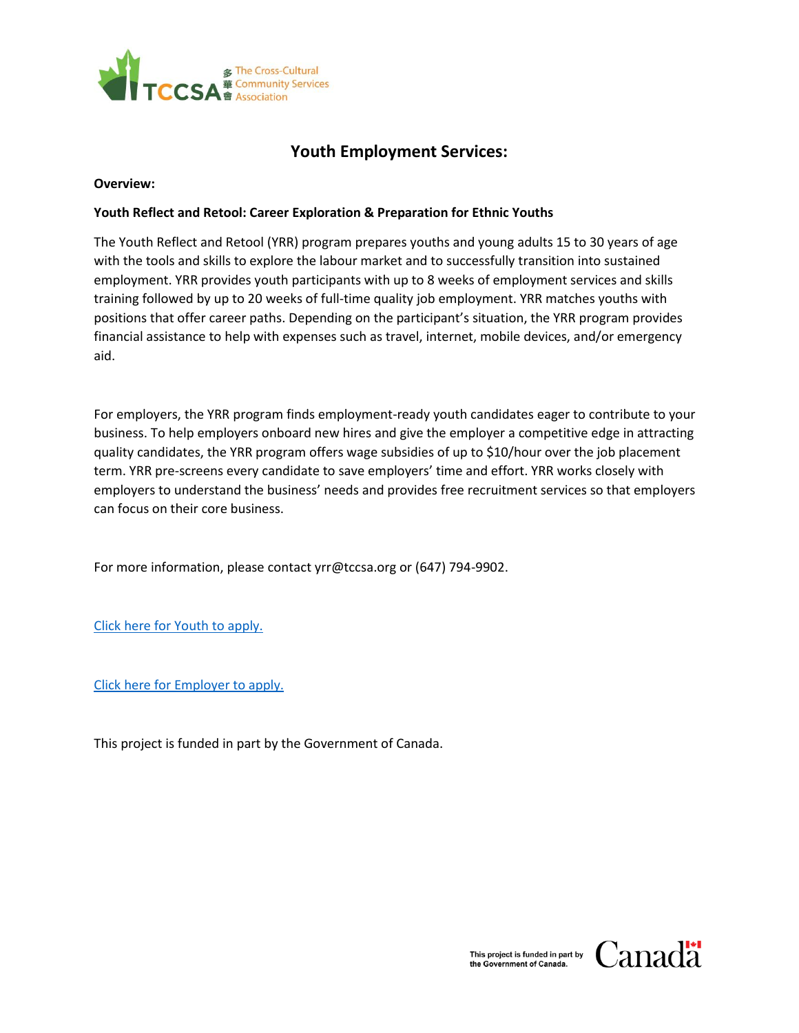多華會 The Cross-Cultural Community Services Association

# Youth Employment Services:

**Overview:**

**Youth Reflect and Retool: Career Exploration & Preparation for Ethnic Youths**

The Youth Reflect and Retool (YRR) program prepares youths and young adults 15 to 30 years of age with the tools and skills to explore the labour market and to successfully transition into sustained employment. YRR provides youth participants with up to 8 weeks of employment services and skills training followed by up to 20 weeks of full-time quality job employment. YRR matches youths with positions that offer career paths. Depending on the participant's situation, the YRR program provides financial assistance to help with expenses such as travel, internet, mobile devices, and/or emergency aid.

For employers, the YRR program finds employment-ready youth candidates eager to contribute to your business. To help employers onboard new hires and give the employer a competitive edge in attracting quality candidates, the YRR program offers wage subsidies of up to $10/hour over the job placement term. YRR pre-screens every candidate to save employers' time and effort. YRR works closely with employers to understand the business' needs and provides free recruitment services so that employers can focus on their core business.

For more information, please contact yrr@tccsa.org or (647) 794-9902.

Click here for Youth to apply.

Click here for Employer to apply.

This project is funded in part by the Government of Canada.

This project is funded in part by the Government of Canada. Canada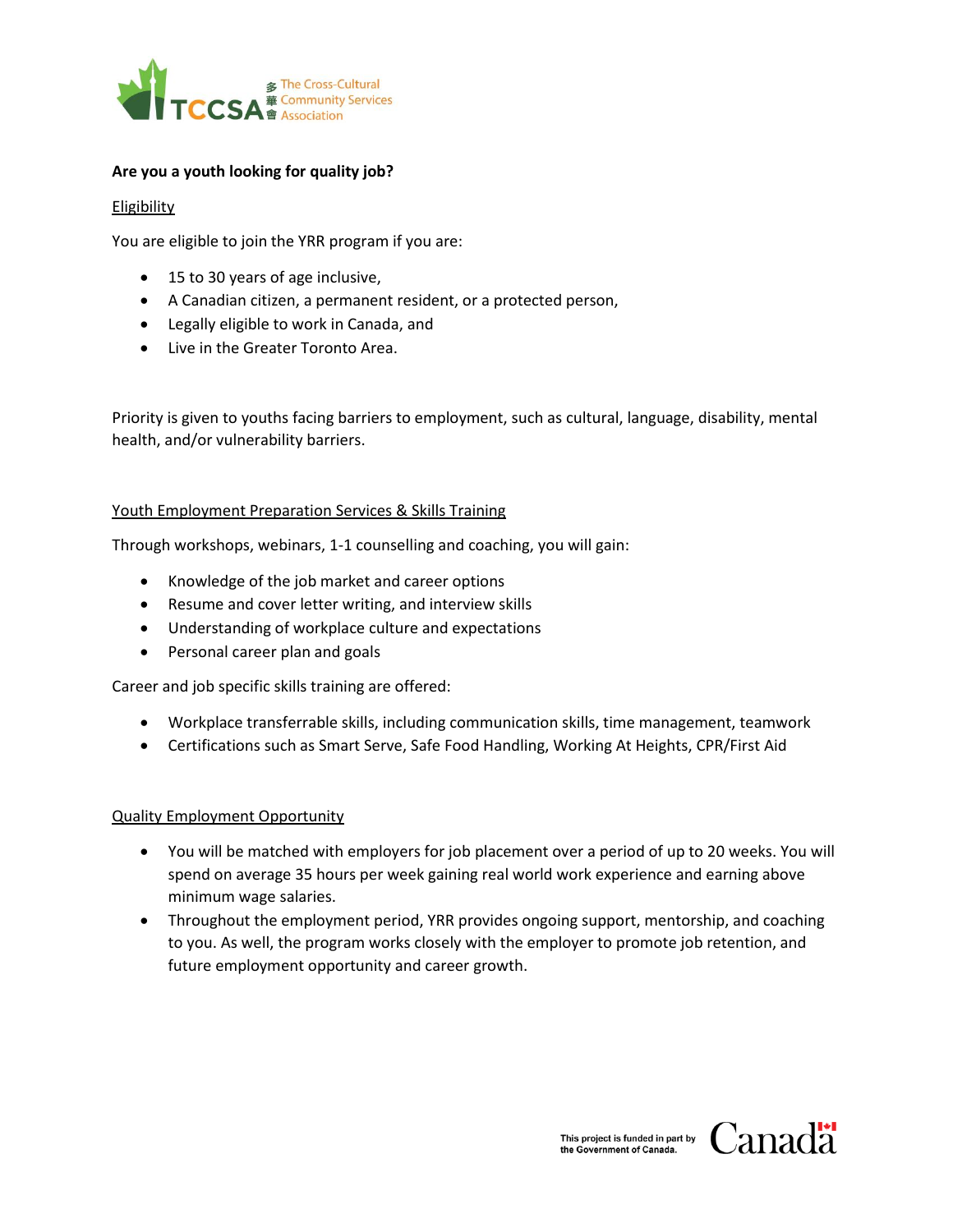**Are you a youth looking for quality job?**

Eligibility

You are eligible to join the YRR program if you are:

- 15 to 30 years of age inclusive,
- A Canadian citizen, a permanent resident, or a protected person,
- Legally eligible to work in Canada, and
- Live in the Greater Toronto Area.

Priority is given to youths facing barriers to employment, such as cultural, language, disability, mental health, and/or vulnerability barriers.

Youth Employment Preparation Services & Skills Training

Through workshops, webinars, 1-1 counselling and coaching, you will gain:

- Knowledge of the job market and career options
- Resume and cover letter writing, and interview skills
- Understanding of workplace culture and expectations
- Personal career plan and goals

Career and job specific skills training are offered:

- Workplace transferrable skills, including communication skills, time management, teamwork
- Certifications such as Smart Serve, Safe Food Handling, Working At Heights, CPR/First Aid

Quality Employment Opportunity

- You will be matched with employers for job placement over a period of up to 20 weeks. You will spend on average 35 hours per week gaining real world work experience and earning above minimum wage salaries.
- Throughout the employment period, YRR provides ongoing support, mentorship, and coaching to you. As well, the program works closely with the employer to promote job retention, and future employment opportunity and career growth.

This project is funded in part by the Government of Canada.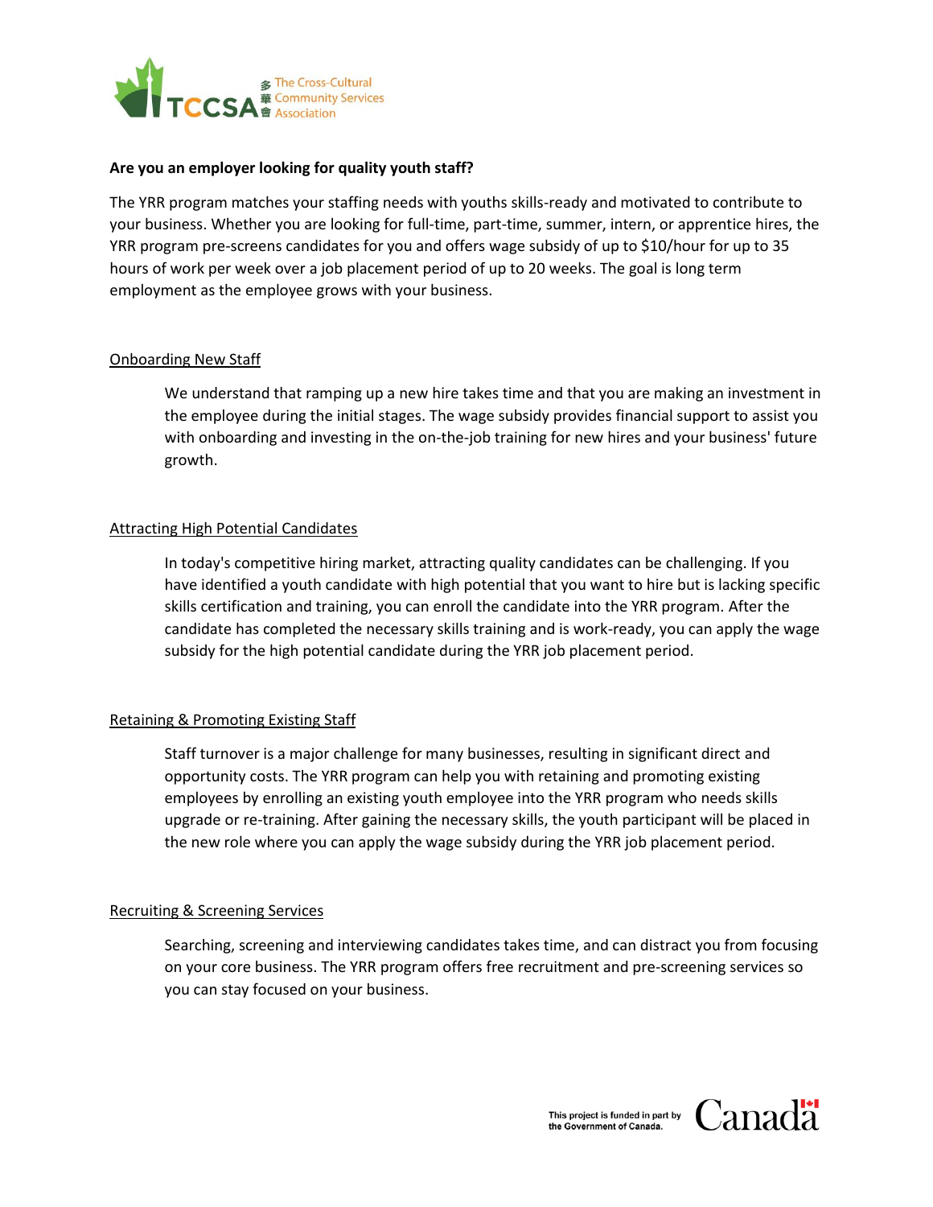**Are you an employer looking for quality youth staff?**

The YRR program matches your staffing needs with youths skills-ready and motivated to contribute to your business. Whether you are looking for full-time, part-time, summer, intern, or apprentice hires, the YRR program pre-screens candidates for you and offers wage subsidy of up to $10/hour for up to 35 hours of work per week over a job placement period of up to 20 weeks. The goal is long term employment as the employee grows with your business.

<u>Onboarding New Staff</u>

We understand that ramping up a new hire takes time and that you are making an investment in the employee during the initial stages. The wage subsidy provides financial support to assist you with onboarding and investing in the on-the-job training for new hires and your business' future growth.

<u>Attracting High Potential Candidates</u>

In today's competitive hiring market, attracting quality candidates can be challenging. If you have identified a youth candidate with high potential that you want to hire but is lacking specific skills certification and training, you can enroll the candidate into the YRR program. After the candidate has completed the necessary skills training and is work-ready, you can apply the wage subsidy for the high potential candidate during the YRR job placement period.

<u>Retaining & Promoting Existing Staff</u>

Staff turnover is a major challenge for many businesses, resulting in significant direct and opportunity costs. The YRR program can help you with retaining and promoting existing employees by enrolling an existing youth employee into the YRR program who needs skills upgrade or re-training. After gaining the necessary skills, the youth participant will be placed in the new role where you can apply the wage subsidy during the YRR job placement period.

<u>Recruiting & Screening Services</u>

Searching, screening and interviewing candidates takes time, and can distract you from focusing on your core business. The YRR program offers free recruitment and pre-screening services so you can stay focused on your business.

This project is funded in part by the Government of Canada.